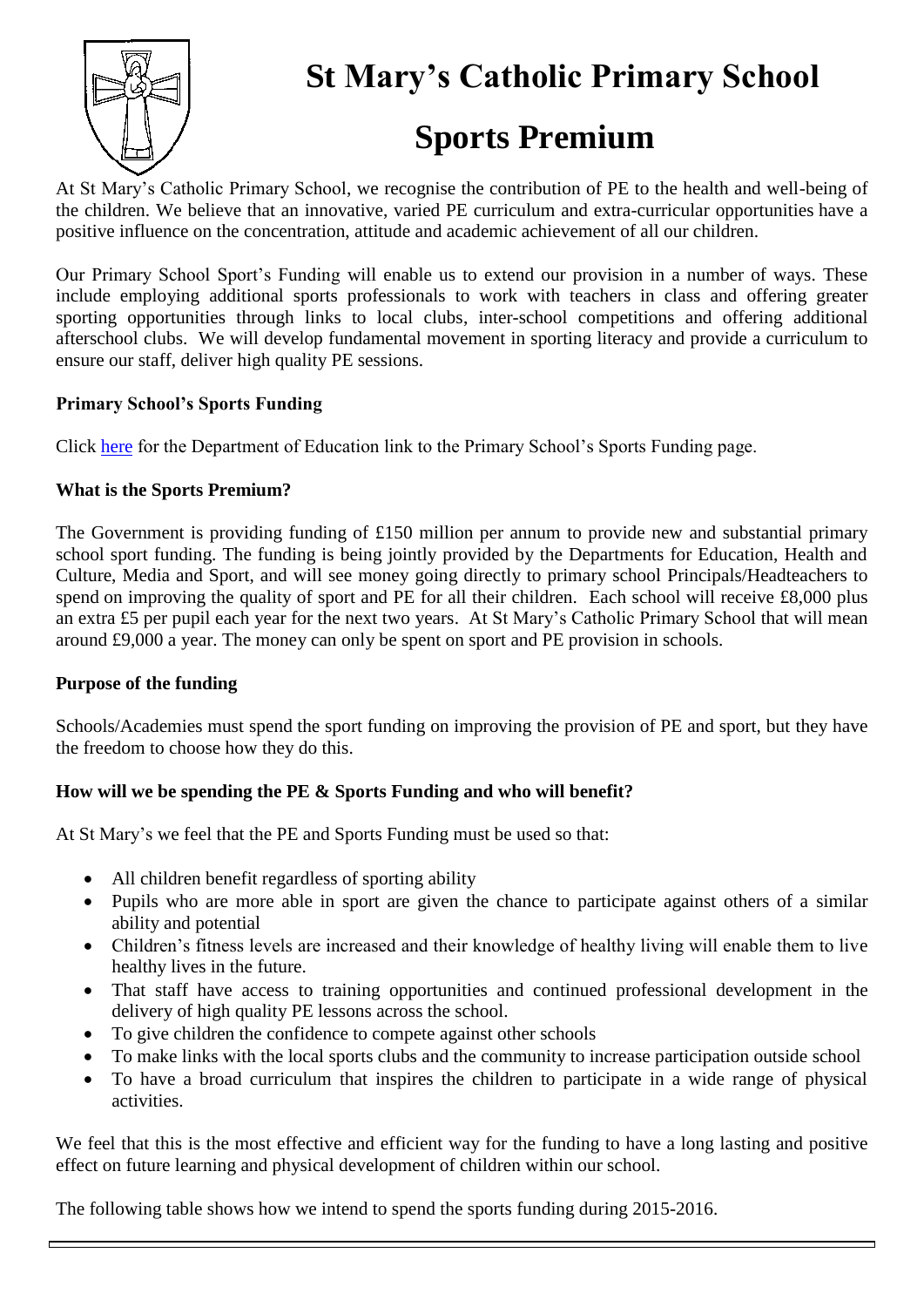# St Mary's Catholic Primary School

# Sports Premium

At St Mary's Catholic Primary School, we recognise the contribution of PE to the health and well-being of the children. We believe that an innovative, varied PE curriculum and extra-curricular opportunities have a positive influence on the concentration, attitude and academic achievement of all our children.

Our Primary School Sport's Funding will enable us to extend our provision in a number of ways. These include employing additional sports professionals to work with teachers in class and offering greater sporting opportunities through links to local clubs, inter-school competitions and offering additional afterschool clubs. We will develop fundamental movement in sporting literacy and provide a curriculum to ensure our staff, deliver high quality PE sessions.

### Primary School's Sports Funding

Click here for the Department of Education link to the Primary School's Sports Funding page.

### What is the Sports Premium?

The Government is providing funding of £150 million per annum to provide new and substantial primary school sport funding. The funding is being jointly provided by the Departments for Education, Health and Culture, Media and Sport, and will see money going directly to primary school Principals/Headteachers to spend on improving the quality of sport and PE for all their children. Each school will receive £8,000 plus an extra £5 per pupil each year for the next two years. At St Mary's Catholic Primary School that will mean around £9,000 a year. The money can only be spent on sport and PE provision in schools.

### Purpose of the funding

Schools/Academies must spend the sport funding on improving the provision of PE and sport, but they have the freedom to choose how they do this.

### How will we be spending the PE & Sports Funding and who will benefit?

At St Mary's we feel that the PE and Sports Funding must be used so that:

- All children benefit regardless of sporting ability
- Pupils who are more able in sport are given the chance to participate against others of a similar ability and potential
- Children's fitness levels are increased and their knowledge of healthy living will enable them to live healthy lives in the future.
- That staff have access to training opportunities and continued professional development in the delivery of high quality PE lessons across the school.
- To give children the confidence to compete against other schools
- To make links with the local sports clubs and the community to increase participation outside school
- To have a broad curriculum that inspires the children to participate in a wide range of physical activities.

We feel that this is the most effective and efficient way for the funding to have a long lasting and positive effect on future learning and physical development of children within our school.

The following table shows how we intend to spend the sports funding during 2015-2016.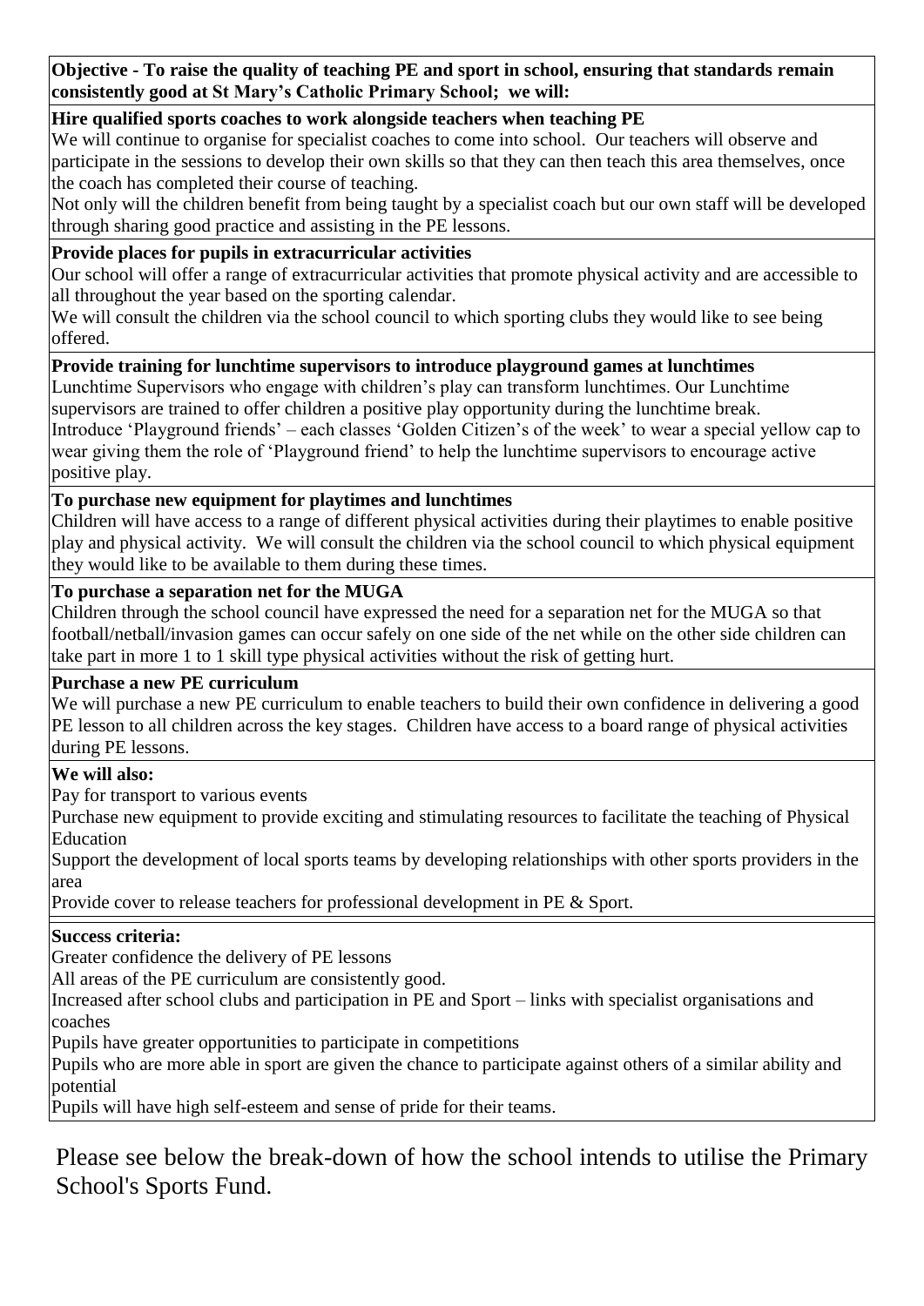**Objective - To raise the quality of teaching PE and sport in school, ensuring that standards remain consistently good at St Mary's Catholic Primary School; we will:**

**Hire qualified sports coaches to work alongside teachers when teaching PE**

We will continue to organise for specialist coaches to come into school. Our teachers will observe and participate in the sessions to develop their own skills so that they can then teach this area themselves, once the coach has completed their course of teaching.

Not only will the children benefit from being taught by a specialist coach but our own staff will be developed through sharing good practice and assisting in the PE lessons.

**Provide places for pupils in extracurricular activities**

Our school will offer a range of extracurricular activities that promote physical activity and are accessible to all throughout the year based on the sporting calendar.

We will consult the children via the school council to which sporting clubs they would like to see being offered.

**Provide training for lunchtime supervisors to introduce playground games at lunchtimes**

Lunchtime Supervisors who engage with children's play can transform lunchtimes. Our Lunchtime supervisors are trained to offer children a positive play opportunity during the lunchtime break.

Introduce 'Playground friends' – each classes 'Golden Citizen's of the week' to wear a special yellow cap to wear giving them the role of 'Playground friend' to help the lunchtime supervisors to encourage active positive play.

**To purchase new equipment for playtimes and lunchtimes**

Children will have access to a range of different physical activities during their playtimes to enable positive play and physical activity. We will consult the children via the school council to which physical equipment they would like to be available to them during these times.

**To purchase a separation net for the MUGA**

Children through the school council have expressed the need for a separation net for the MUGA so that football/netball/invasion games can occur safely on one side of the net while on the other side children can take part in more 1 to 1 skill type physical activities without the risk of getting hurt.

**Purchase a new PE curriculum**

We will purchase a new PE curriculum to enable teachers to build their own confidence in delivering a good PE lesson to all children across the key stages. Children have access to a board range of physical activities during PE lessons.

**We will also:**

Pay for transport to various events

Purchase new equipment to provide exciting and stimulating resources to facilitate the teaching of Physical Education

Support the development of local sports teams by developing relationships with other sports providers in the area

Provide cover to release teachers for professional development in PE & Sport.

**Success criteria:**

Greater confidence the delivery of PE lessons

All areas of the PE curriculum are consistently good.

Increased after school clubs and participation in PE and Sport – links with specialist organisations and coaches

Pupils have greater opportunities to participate in competitions

Pupils who are more able in sport are given the chance to participate against others of a similar ability and potential

Pupils will have high self-esteem and sense of pride for their teams.

Please see below the break-down of how the school intends to utilise the Primary School's Sports Fund.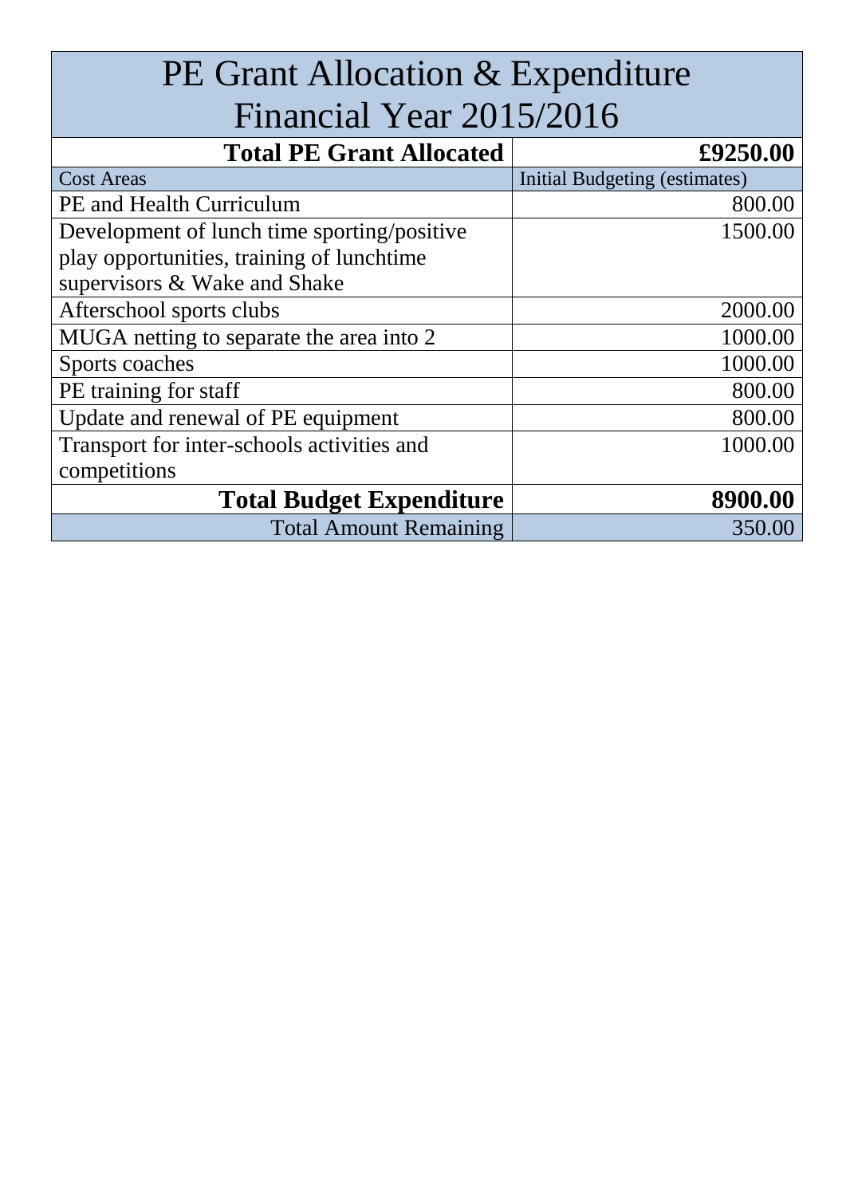# PE Grant Allocation & Expenditure Financial Year 2015/2016

| **Total PE Grant Allocated** | **£9250.00** |
|---|---|
| Cost Areas | Initial Budgeting (estimates) |
| PE and Health Curriculum | 800.00 |
| Development of lunch time sporting/positive play opportunities, training of lunchtime supervisors & Wake and Shake | 1500.00 |
| Afterschool sports clubs | 2000.00 |
| MUGA netting to separate the area into 2 | 1000.00 |
| Sports coaches | 1000.00 |
| PE training for staff | 800.00 |
| Update and renewal of PE equipment | 800.00 |
| Transport for inter-schools activities and competitions | 1000.00 |
| **Total Budget Expenditure** | **8900.00** |
| Total Amount Remaining | 350.00 |